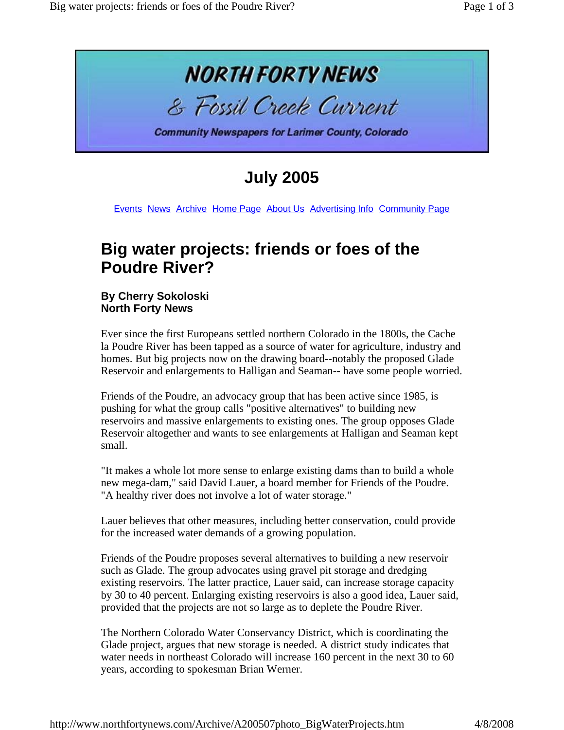**NORTH FORTY NEWS**

**& Fossil Creek Current**

**Community Newspapers for Larimer County, Colorado**

## July 2005

Events News Archive Home Page About Us Advertising Info Community Page

# Big water projects: friends or foes of the Poudre River?

**By Cherry Sokoloski**
**North Forty News**

Ever since the first Europeans settled northern Colorado in the 1800s, the Cache la Poudre River has been tapped as a source of water for agriculture, industry and homes. But big projects now on the drawing board--notably the proposed Glade Reservoir and enlargements to Halligan and Seaman-- have some people worried.

Friends of the Poudre, an advocacy group that has been active since 1985, is pushing for what the group calls "positive alternatives" to building new reservoirs and massive enlargements to existing ones. The group opposes Glade Reservoir altogether and wants to see enlargements at Halligan and Seaman kept small.

"It makes a whole lot more sense to enlarge existing dams than to build a whole new mega-dam," said David Lauer, a board member for Friends of the Poudre. "A healthy river does not involve a lot of water storage."

Lauer believes that other measures, including better conservation, could provide for the increased water demands of a growing population.

Friends of the Poudre proposes several alternatives to building a new reservoir such as Glade. The group advocates using gravel pit storage and dredging existing reservoirs. The latter practice, Lauer said, can increase storage capacity by 30 to 40 percent. Enlarging existing reservoirs is also a good idea, Lauer said, provided that the projects are not so large as to deplete the Poudre River.

The Northern Colorado Water Conservancy District, which is coordinating the Glade project, argues that new storage is needed. A district study indicates that water needs in northeast Colorado will increase 160 percent in the next 30 to 60 years, according to spokesman Brian Werner.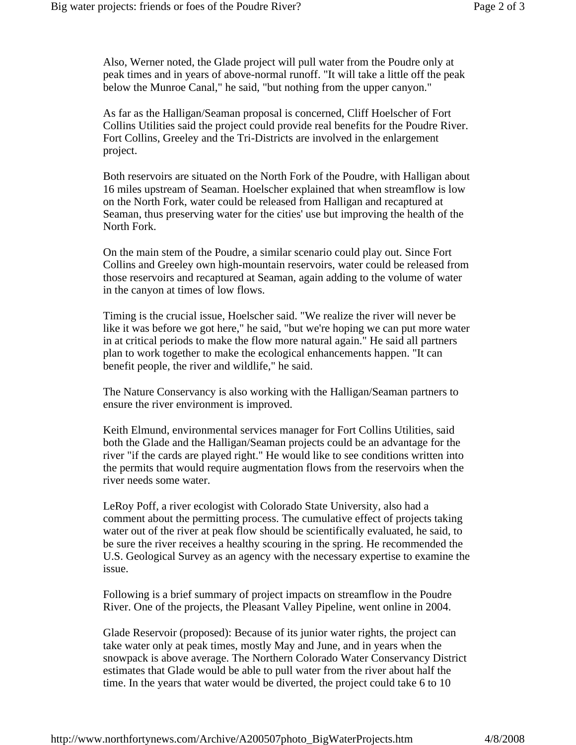Also, Werner noted, the Glade project will pull water from the Poudre only at peak times and in years of above-normal runoff. "It will take a little off the peak below the Munroe Canal," he said, "but nothing from the upper canyon."

As far as the Halligan/Seaman proposal is concerned, Cliff Hoelscher of Fort Collins Utilities said the project could provide real benefits for the Poudre River. Fort Collins, Greeley and the Tri-Districts are involved in the enlargement project.

Both reservoirs are situated on the North Fork of the Poudre, with Halligan about 16 miles upstream of Seaman. Hoelscher explained that when streamflow is low on the North Fork, water could be released from Halligan and recaptured at Seaman, thus preserving water for the cities' use but improving the health of the North Fork.

On the main stem of the Poudre, a similar scenario could play out. Since Fort Collins and Greeley own high-mountain reservoirs, water could be released from those reservoirs and recaptured at Seaman, again adding to the volume of water in the canyon at times of low flows.

Timing is the crucial issue, Hoelscher said. "We realize the river will never be like it was before we got here," he said, "but we're hoping we can put more water in at critical periods to make the flow more natural again." He said all partners plan to work together to make the ecological enhancements happen. "It can benefit people, the river and wildlife," he said.

The Nature Conservancy is also working with the Halligan/Seaman partners to ensure the river environment is improved.

Keith Elmund, environmental services manager for Fort Collins Utilities, said both the Glade and the Halligan/Seaman projects could be an advantage for the river "if the cards are played right." He would like to see conditions written into the permits that would require augmentation flows from the reservoirs when the river needs some water.

LeRoy Poff, a river ecologist with Colorado State University, also had a comment about the permitting process. The cumulative effect of projects taking water out of the river at peak flow should be scientifically evaluated, he said, to be sure the river receives a healthy scouring in the spring. He recommended the U.S. Geological Survey as an agency with the necessary expertise to examine the issue.

Following is a brief summary of project impacts on streamflow in the Poudre River. One of the projects, the Pleasant Valley Pipeline, went online in 2004.

Glade Reservoir (proposed): Because of its junior water rights, the project can take water only at peak times, mostly May and June, and in years when the snowpack is above average. The Northern Colorado Water Conservancy District estimates that Glade would be able to pull water from the river about half the time. In the years that water would be diverted, the project could take 6 to 10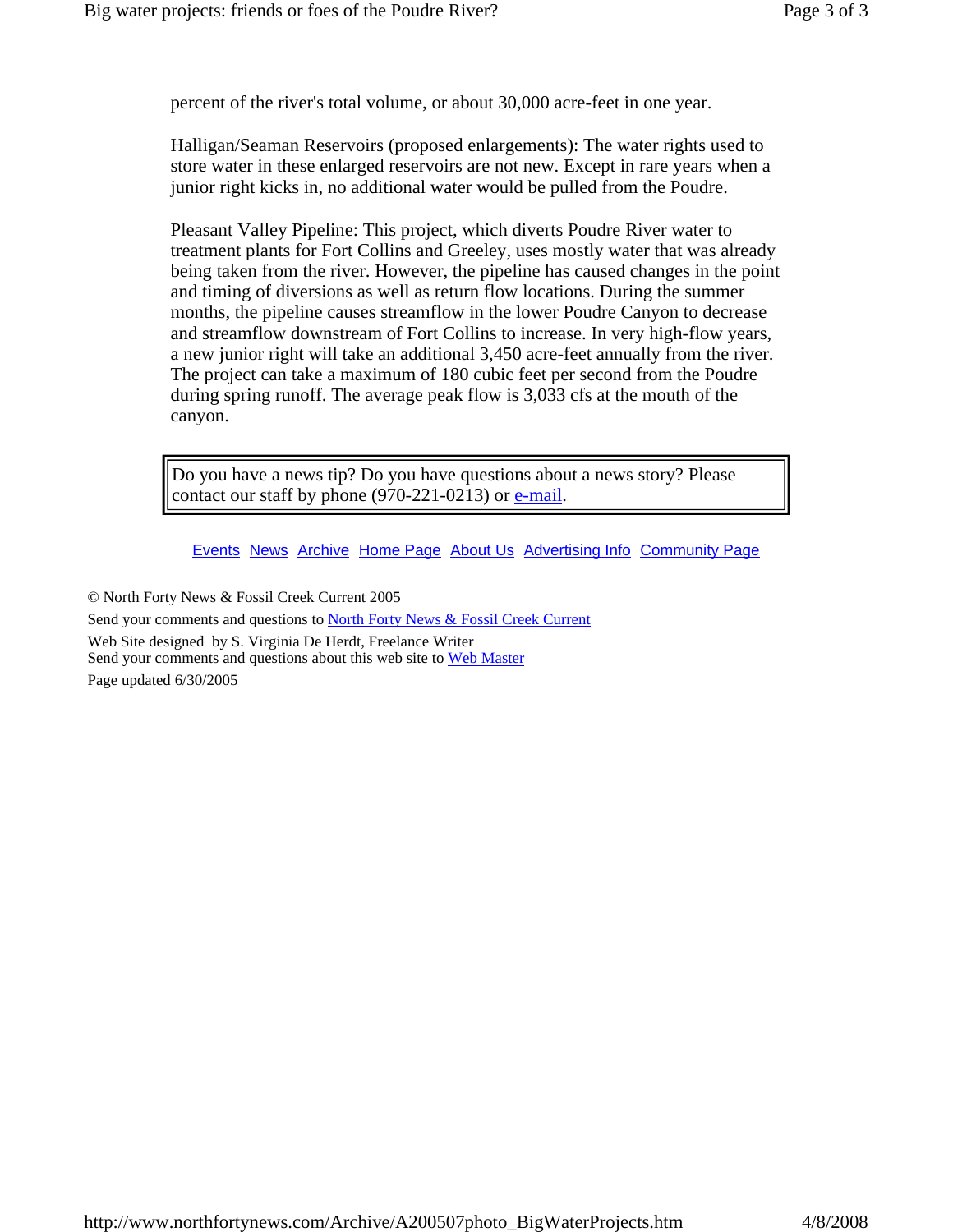percent of the river's total volume, or about 30,000 acre-feet in one year.

Halligan/Seaman Reservoirs (proposed enlargements): The water rights used to store water in these enlarged reservoirs are not new. Except in rare years when a junior right kicks in, no additional water would be pulled from the Poudre.

Pleasant Valley Pipeline: This project, which diverts Poudre River water to treatment plants for Fort Collins and Greeley, uses mostly water that was already being taken from the river. However, the pipeline has caused changes in the point and timing of diversions as well as return flow locations. During the summer months, the pipeline causes streamflow in the lower Poudre Canyon to decrease and streamflow downstream of Fort Collins to increase. In very high-flow years, a new junior right will take an additional 3,450 acre-feet annually from the river. The project can take a maximum of 180 cubic feet per second from the Poudre during spring runoff. The average peak flow is 3,033 cfs at the mouth of the canyon.

Do you have a news tip? Do you have questions about a news story? Please contact our staff by phone (970-221-0213) or e-mail.

Events News Archive Home Page About Us Advertising Info Community Page

© North Forty News & Fossil Creek Current 2005

Send your comments and questions to North Forty News & Fossil Creek Current

Web Site designed by S. Virginia De Herdt, Freelance Writer

Send your comments and questions about this web site to Web Master

Page updated 6/30/2005